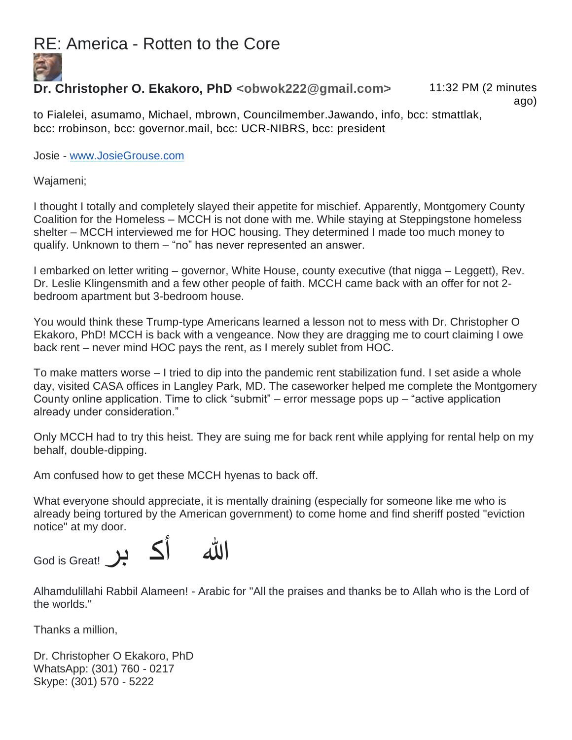# RE: America - Rotten to the Core

**Dr. Christopher O. Ekakoro, PhD <obwok222@gmail.com>** 11:32 PM (2 minutes ago)

to Fialelei, asumamo, Michael, mbrown, Councilmember.Jawando, info, bcc: stmattlak, bcc: rrobinson, bcc: governor.mail, bcc: UCR-NIBRS, bcc: president

Josie - www.JosieGrouse.com

Wajameni;

I thought I totally and completely slayed their appetite for mischief. Apparently, Montgomery County Coalition for the Homeless – MCCH is not done with me. While staying at Steppingstone homeless shelter – MCCH interviewed me for HOC housing. They determined I made too much money to qualify. Unknown to them – "no" has never represented an answer.

I embarked on letter writing – governor, White House, county executive (that nigga – Leggett), Rev. Dr. Leslie Klingensmith and a few other people of faith. MCCH came back with an offer for not 2-bedroom apartment but 3-bedroom house.

You would think these Trump-type Americans learned a lesson not to mess with Dr. Christopher O Ekakoro, PhD! MCCH is back with a vengeance. Now they are dragging me to court claiming I owe back rent – never mind HOC pays the rent, as I merely sublet from HOC.

To make matters worse – I tried to dip into the pandemic rent stabilization fund. I set aside a whole day, visited CASA offices in Langley Park, MD. The caseworker helped me complete the Montgomery County online application. Time to click "submit" – error message pops up – "active application already under consideration."

Only MCCH had to try this heist. They are suing me for back rent while applying for rental help on my behalf, double-dipping.

Am confused how to get these MCCH hyenas to back off.

What everyone should appreciate, it is mentally draining (especially for someone like me who is already being tortured by the American government) to come home and find sheriff posted "eviction notice" at my door.

God is Great! الله أكبر

Alhamdulillahi Rabbil Alameen! - Arabic for "All the praises and thanks be to Allah who is the Lord of the worlds."

Thanks a million,

Dr. Christopher O Ekakoro, PhD
WhatsApp: (301) 760 - 0217
Skype: (301) 570 - 5222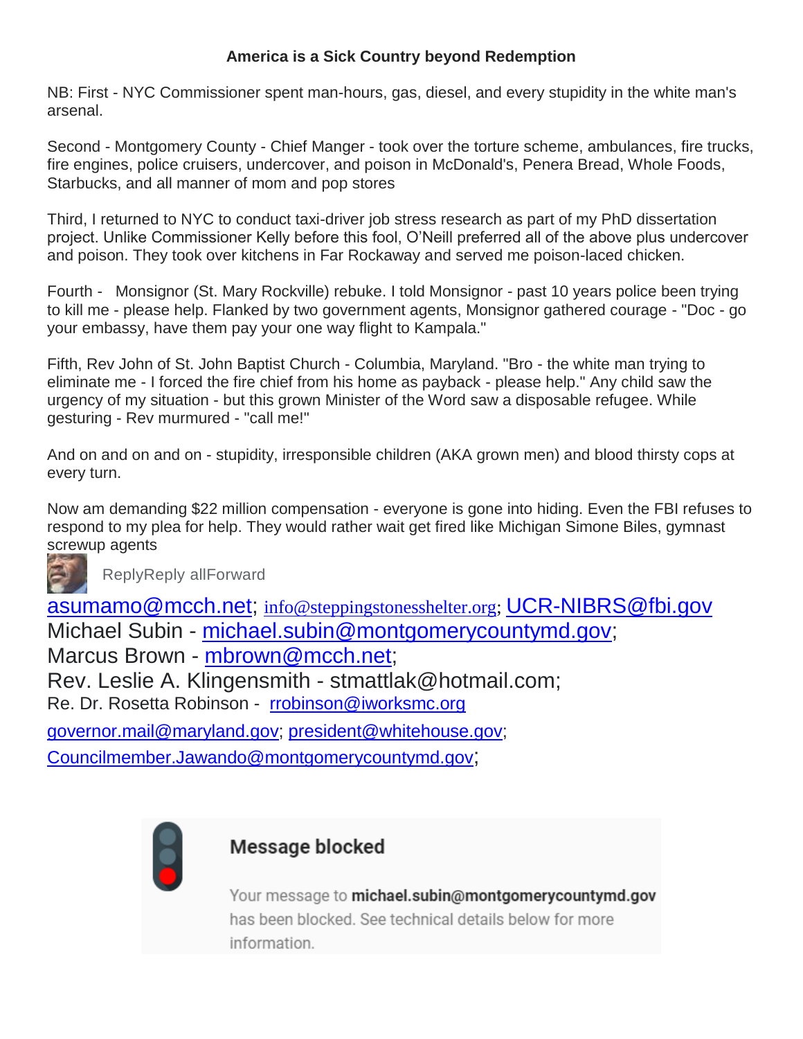**America is a Sick Country beyond Redemption**

NB: First - NYC Commissioner spent man-hours, gas, diesel, and every stupidity in the white man's arsenal.

Second - Montgomery County - Chief Manger - took over the torture scheme, ambulances, fire trucks, fire engines, police cruisers, undercover, and poison in McDonald's, Penera Bread, Whole Foods, Starbucks, and all manner of mom and pop stores

Third, I returned to NYC to conduct taxi-driver job stress research as part of my PhD dissertation project. Unlike Commissioner Kelly before this fool, O'Neill preferred all of the above plus undercover and poison. They took over kitchens in Far Rockaway and served me poison-laced chicken.

Fourth - Monsignor (St. Mary Rockville) rebuke. I told Monsignor - past 10 years police been trying to kill me - please help. Flanked by two government agents, Monsignor gathered courage - "Doc - go your embassy, have them pay your one way flight to Kampala."

Fifth, Rev John of St. John Baptist Church - Columbia, Maryland. "Bro - the white man trying to eliminate me - I forced the fire chief from his home as payback - please help." Any child saw the urgency of my situation - but this grown Minister of the Word saw a disposable refugee. While gesturing - Rev murmured - "call me!"

And on and on and on - stupidity, irresponsible children (AKA grown men) and blood thirsty cops at every turn.

Now am demanding $22 million compensation - everyone is gone into hiding. Even the FBI refuses to respond to my plea for help. They would rather wait get fired like Michigan Simone Biles, gymnast screwup agents

ReplyReply allForward

asumamo@mcch.net; info@steppingstonesshelter.org; UCR-NIBRS@fbi.gov
Michael Subin - michael.subin@montgomerycountymd.gov;
Marcus Brown - mbrown@mcch.net;
Rev. Leslie A. Klingensmith - stmattlak@hotmail.com;
Re. Dr. Rosetta Robinson - rrobinson@iworksmc.org
governor.mail@maryland.gov; president@whitehouse.gov;
Councilmember.Jawando@montgomerycountymd.gov;

**Message blocked**

Your message to **michael.subin@montgomerycountymd.gov** has been blocked. See technical details below for more information.